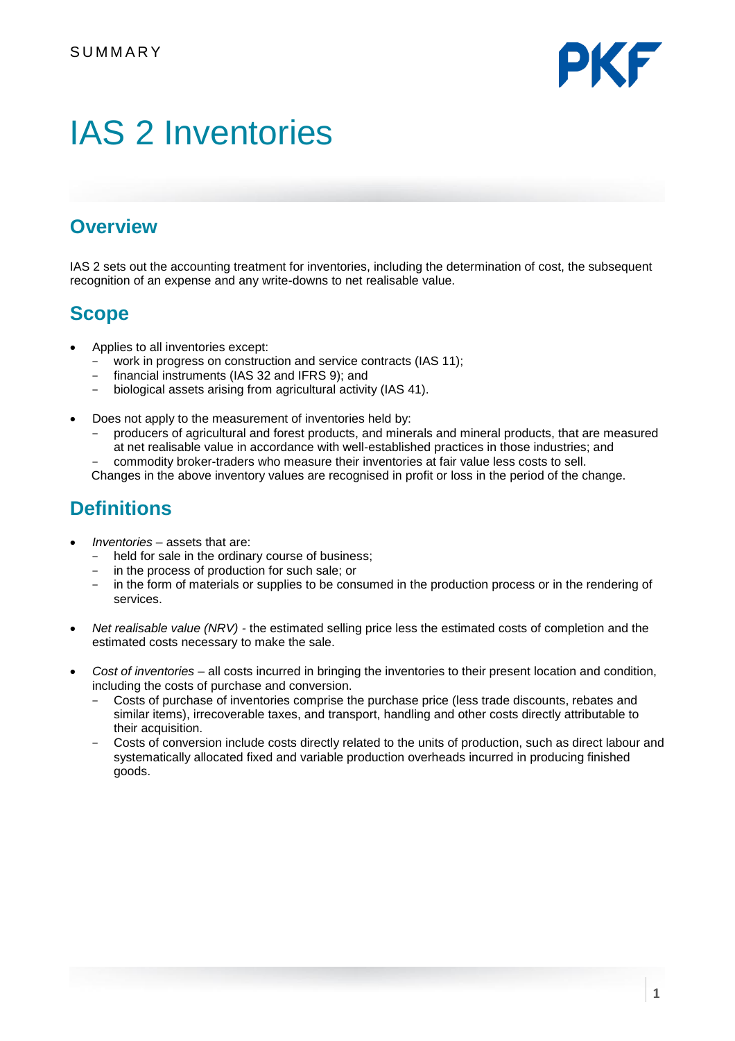SUMMARY

# IAS 2 Inventories

## Overview

IAS 2 sets out the accounting treatment for inventories, including the determination of cost, the subsequent recognition of an expense and any write-downs to net realisable value.

## Scope

- Applies to all inventories except:
  - work in progress on construction and service contracts (IAS 11);
  - financial instruments (IAS 32 and IFRS 9); and
  - biological assets arising from agricultural activity (IAS 41).

- Does not apply to the measurement of inventories held by:
  - producers of agricultural and forest products, and minerals and mineral products, that are measured at net realisable value in accordance with well-established practices in those industries; and
  - commodity broker-traders who measure their inventories at fair value less costs to sell.

  Changes in the above inventory values are recognised in profit or loss in the period of the change.

## Definitions

- *Inventories* – assets that are:
  - held for sale in the ordinary course of business;
  - in the process of production for such sale; or
  - in the form of materials or supplies to be consumed in the production process or in the rendering of services.

- *Net realisable value (NRV)* - the estimated selling price less the estimated costs of completion and the estimated costs necessary to make the sale.

- *Cost of inventories* – all costs incurred in bringing the inventories to their present location and condition, including the costs of purchase and conversion.
  - Costs of purchase of inventories comprise the purchase price (less trade discounts, rebates and similar items), irrecoverable taxes, and transport, handling and other costs directly attributable to their acquisition.
  - Costs of conversion include costs directly related to the units of production, such as direct labour and systematically allocated fixed and variable production overheads incurred in producing finished goods.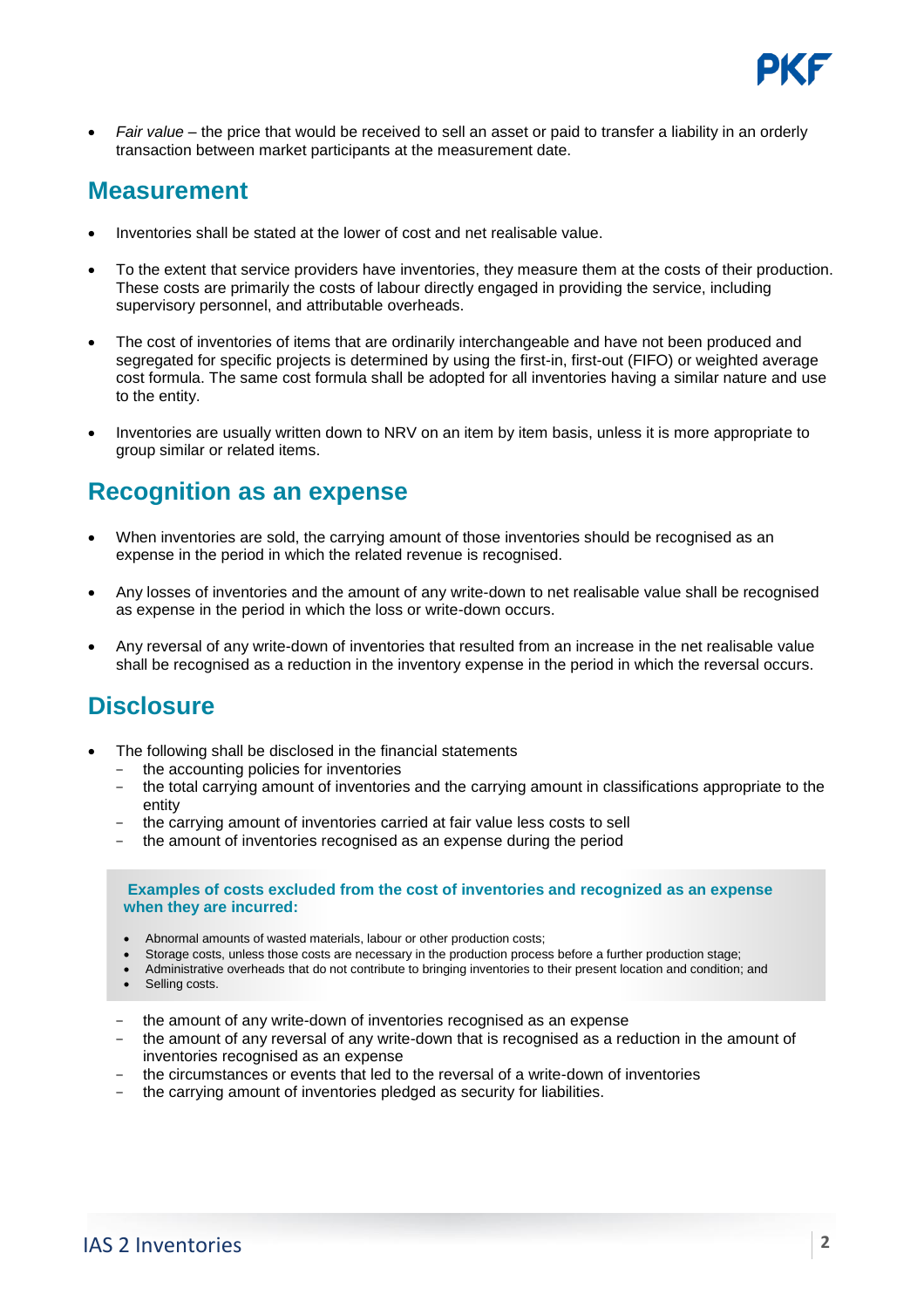- *Fair value* – the price that would be received to sell an asset or paid to transfer a liability in an orderly transaction between market participants at the measurement date.

## Measurement

- Inventories shall be stated at the lower of cost and net realisable value.
- To the extent that service providers have inventories, they measure them at the costs of their production. These costs are primarily the costs of labour directly engaged in providing the service, including supervisory personnel, and attributable overheads.
- The cost of inventories of items that are ordinarily interchangeable and have not been produced and segregated for specific projects is determined by using the first-in, first-out (FIFO) or weighted average cost formula. The same cost formula shall be adopted for all inventories having a similar nature and use to the entity.
- Inventories are usually written down to NRV on an item by item basis, unless it is more appropriate to group similar or related items.

## Recognition as an expense

- When inventories are sold, the carrying amount of those inventories should be recognised as an expense in the period in which the related revenue is recognised.
- Any losses of inventories and the amount of any write-down to net realisable value shall be recognised as expense in the period in which the loss or write-down occurs.
- Any reversal of any write-down of inventories that resulted from an increase in the net realisable value shall be recognised as a reduction in the inventory expense in the period in which the reversal occurs.

## Disclosure

- The following shall be disclosed in the financial statements
  - the accounting policies for inventories
  - the total carrying amount of inventories and the carrying amount in classifications appropriate to the entity
  - the carrying amount of inventories carried at fair value less costs to sell
  - the amount of inventories recognised as an expense during the period

**Examples of costs excluded from the cost of inventories and recognized as an expense when they are incurred:**

- Abnormal amounts of wasted materials, labour or other production costs;
- Storage costs, unless those costs are necessary in the production process before a further production stage;
- Administrative overheads that do not contribute to bringing inventories to their present location and condition; and
- Selling costs.

  - the amount of any write-down of inventories recognised as an expense
  - the amount of any reversal of any write-down that is recognised as a reduction in the amount of inventories recognised as an expense
  - the circumstances or events that led to the reversal of a write-down of inventories
  - the carrying amount of inventories pledged as security for liabilities.